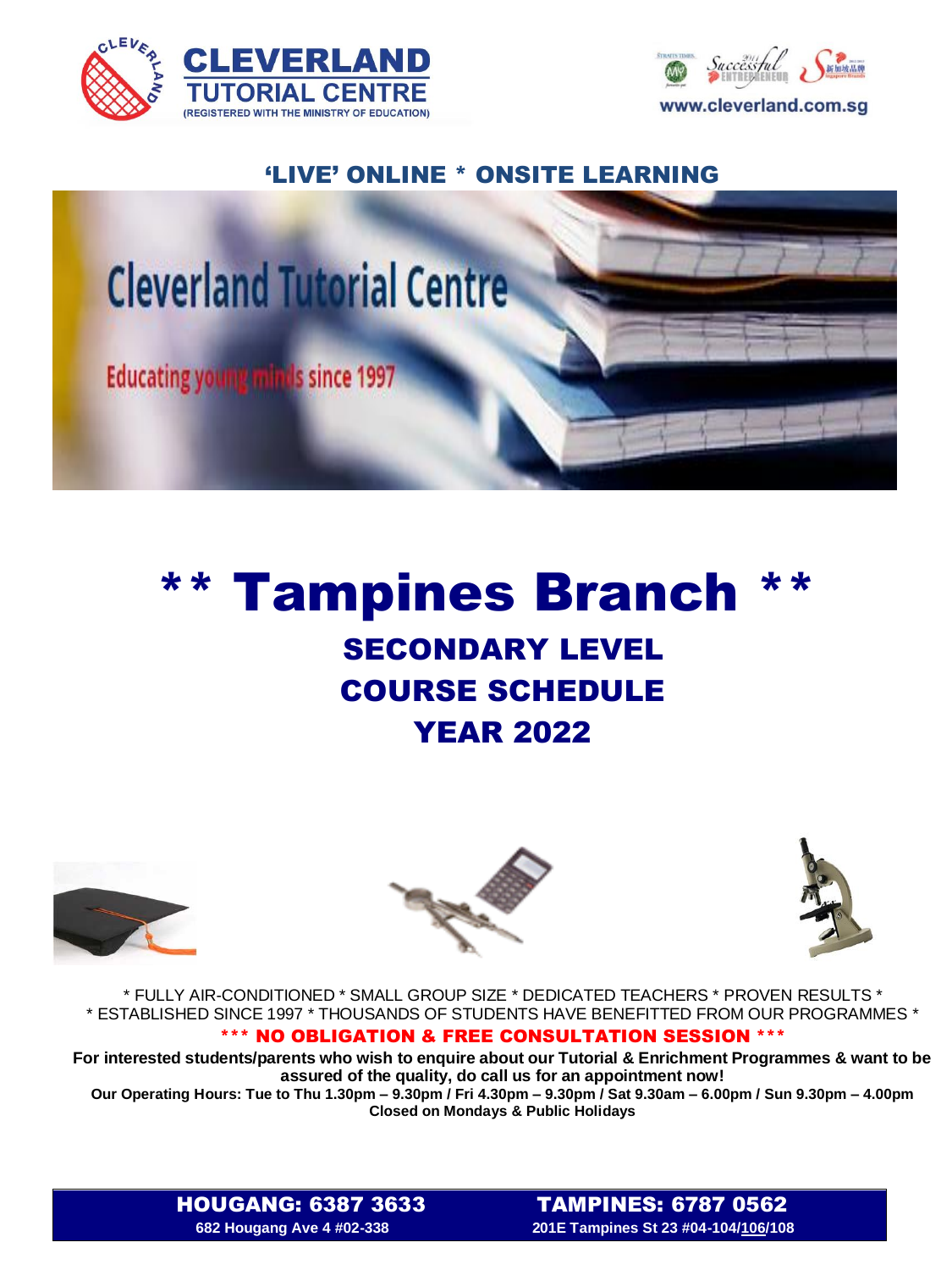CLEVERLAND TUTORIAL CENTRE
(REGISTERED WITH THE MINISTRY OF EDUCATION)

www.cleverland.com.sg

## 'LIVE' ONLINE * ONSITE LEARNING

Cleverland Tutorial Centre

Educating young minds since 1997

# ** Tampines Branch **

## SECONDARY LEVEL
## COURSE SCHEDULE
## YEAR 2022

* FULLY AIR-CONDITIONED * SMALL GROUP SIZE * DEDICATED TEACHERS * PROVEN RESULTS *
* ESTABLISHED SINCE 1997 * THOUSANDS OF STUDENTS HAVE BENEFITTED FROM OUR PROGRAMMES *

**\*\*\* NO OBLIGATION & FREE CONSULTATION SESSION \*\*\***

**For interested students/parents who wish to enquire about our Tutorial & Enrichment Programmes & want to be assured of the quality, do call us for an appointment now!**

**Our Operating Hours: Tue to Thu 1.30pm – 9.30pm / Fri 4.30pm – 9.30pm / Sat 9.30am – 6.00pm / Sun 9.30pm – 4.00pm**
**Closed on Mondays & Public Holidays**

**HOUGANG: 6387 3633**
**682 Hougang Ave 4 #02-338**

**TAMPINES: 6787 0562**
**201E Tampines St 23 #04-104/106/108**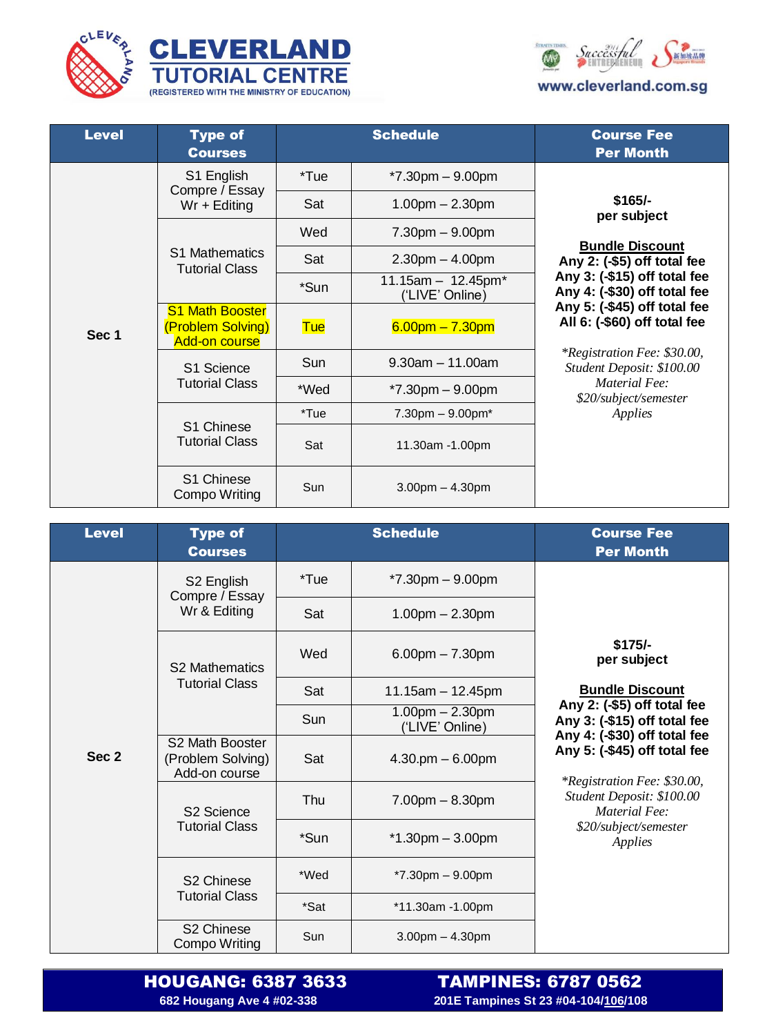# CLEVERLAND TUTORIAL CENTRE

(REGISTERED WITH THE MINISTRY OF EDUCATION)

www.cleverland.com.sg

| Level | Type of Courses | Schedule | | Course Fee Per Month |
|---|---|---|---|---|
| Sec 1 | S1 English Compre / Essay Wr + Editing | *Tue | *7.30pm – 9.00pm | **$165/- per subject** |
| | | Sat | 1.00pm – 2.30pm | |
| | S1 Mathematics Tutorial Class | Wed | 7.30pm – 9.00pm | **Bundle Discount** |
| | | Sat | 2.30pm – 4.00pm | **Any 2: (-$5) off total fee** |
| | | *Sun | 11.15am – 12.45pm* ('LIVE' Online) | **Any 3: (-$15) off total fee** |
| | S1 Math Booster (Problem Solving) Add-on course | Tue | 6.00pm – 7.30pm | **Any 4: (-$30) off total fee** |
| | S1 Science Tutorial Class | Sun | 9.30am – 11.00am | **Any 5: (-$45) off total fee** |
| | | *Wed | *7.30pm – 9.00pm | **All 6: (-$60) off total fee** |
| | S1 Chinese Tutorial Class | *Tue | 7.30pm – 9.00pm* | *\*Registration Fee: $30.00, Student Deposit: $100.00 Material Fee: $20/subject/semester Applies* |
| | | Sat | 11.30am -1.00pm | |
| | S1 Chinese Compo Writing | Sun | 3.00pm – 4.30pm | |

| Level | Type of Courses | Schedule | | Course Fee Per Month |
|---|---|---|---|---|
| Sec 2 | S2 English Compre / Essay Wr & Editing | *Tue | *7.30pm – 9.00pm | **$175/- per subject** |
| | | Sat | 1.00pm – 2.30pm | |
| | S2 Mathematics Tutorial Class | Wed | 6.00pm – 7.30pm | **Bundle Discount** |
| | | Sat | 11.15am – 12.45pm | **Any 2: (-$5) off total fee** |
| | | Sun | 1.00pm – 2.30pm ('LIVE' Online) | **Any 3: (-$15) off total fee** |
| | S2 Math Booster (Problem Solving) Add-on course | Sat | 4.30.pm – 6.00pm | **Any 4: (-$30) off total fee** |
| | S2 Science Tutorial Class | Thu | 7.00pm – 8.30pm | **Any 5: (-$45) off total fee** |
| | | *Sun | *1.30pm – 3.00pm | *\*Registration Fee: $30.00, Student Deposit: $100.00 Material Fee: $20/subject/semester Applies* |
| | S2 Chinese Tutorial Class | *Wed | *7.30pm – 9.00pm | |
| | | *Sat | *11.30am -1.00pm | |
| | S2 Chinese Compo Writing | Sun | 3.00pm – 4.30pm | |

**HOUGANG: 6387 3633**
682 Hougang Ave 4 #02-338

**TAMPINES: 6787 0562**
201E Tampines St 23 #04-104/106/108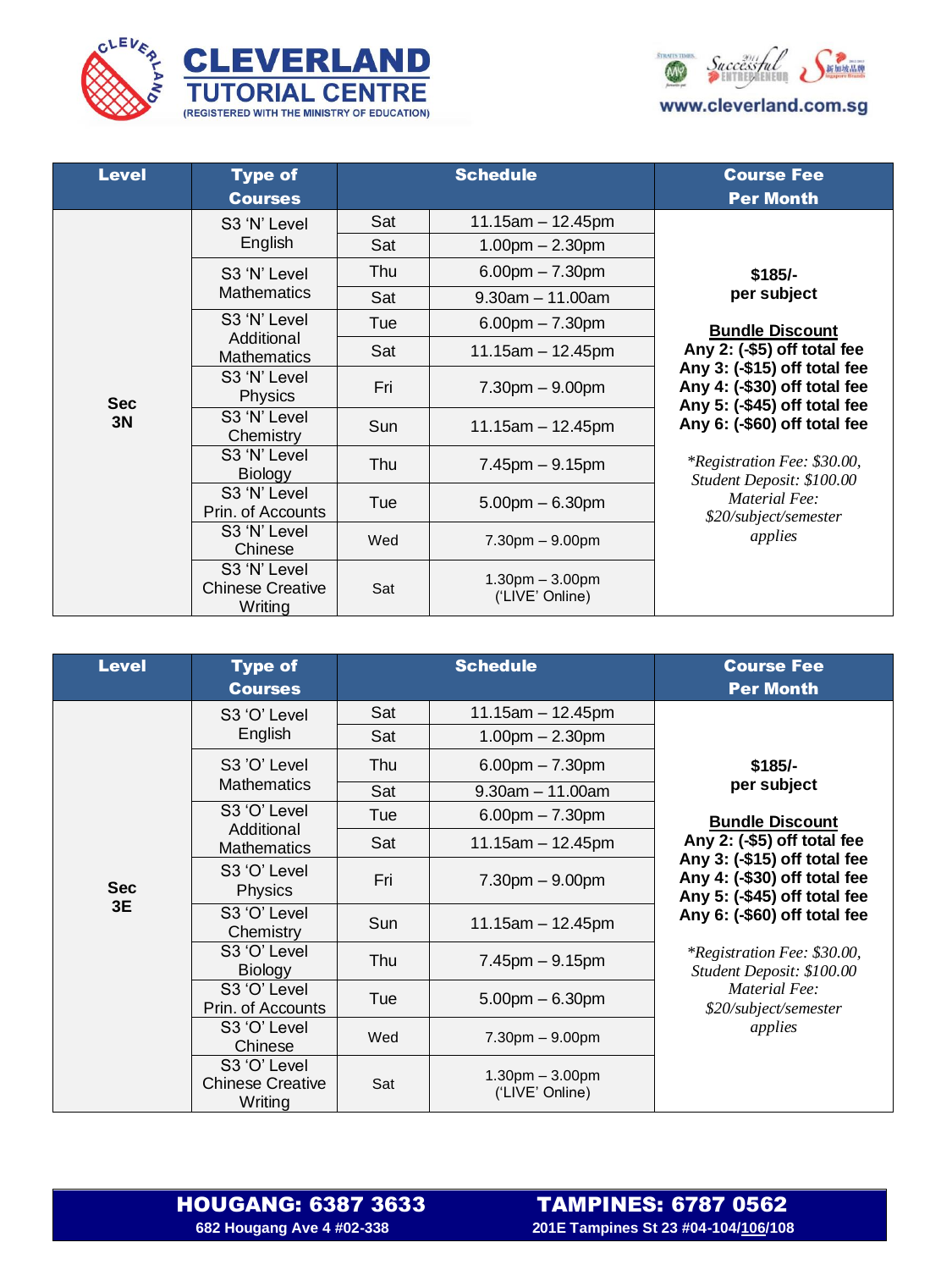# CLEVERLAND TUTORIAL CENTRE

(REGISTERED WITH THE MINISTRY OF EDUCATION)

www.cleverland.com.sg

| Level | Type of Courses | Schedule | | Course Fee Per Month |
|---|---|---|---|---|
| Sec 3N | S3 'N' Level English | Sat | 11.15am – 12.45pm | **$185/- per subject**<br><br>**Bundle Discount**<br>**Any 2: (-$5) off total fee**<br>**Any 3: (-$15) off total fee**<br>**Any 4: (-$30) off total fee**<br>**Any 5: (-$45) off total fee**<br>**Any 6: (-$60) off total fee**<br><br>*\*Registration Fee: $30.00, Student Deposit: $100.00 Material Fee: $20/subject/semester applies* |
| | | Sat | 1.00pm – 2.30pm | |
| | S3 'N' Level Mathematics | Thu | 6.00pm – 7.30pm | |
| | | Sat | 9.30am – 11.00am | |
| | S3 'N' Level Additional Mathematics | Tue | 6.00pm – 7.30pm | |
| | | Sat | 11.15am – 12.45pm | |
| | S3 'N' Level Physics | Fri | 7.30pm – 9.00pm | |
| | S3 'N' Level Chemistry | Sun | 11.15am – 12.45pm | |
| | S3 'N' Level Biology | Thu | 7.45pm – 9.15pm | |
| | S3 'N' Level Prin. of Accounts | Tue | 5.00pm – 6.30pm | |
| | S3 'N' Level Chinese | Wed | 7.30pm – 9.00pm | |
| | S3 'N' Level Chinese Creative Writing | Sat | 1.30pm – 3.00pm ('LIVE' Online) | |

| Level | Type of Courses | Schedule | | Course Fee Per Month |
|---|---|---|---|---|
| Sec 3E | S3 'O' Level English | Sat | 11.15am – 12.45pm | **$185/- per subject**<br><br>**Bundle Discount**<br>**Any 2: (-$5) off total fee**<br>**Any 3: (-$15) off total fee**<br>**Any 4: (-$30) off total fee**<br>**Any 5: (-$45) off total fee**<br>**Any 6: (-$60) off total fee**<br><br>*\*Registration Fee: $30.00, Student Deposit: $100.00 Material Fee: $20/subject/semester applies* |
| | | Sat | 1.00pm – 2.30pm | |
| | S3 'O' Level Mathematics | Thu | 6.00pm – 7.30pm | |
| | | Sat | 9.30am – 11.00am | |
| | S3 'O' Level Additional Mathematics | Tue | 6.00pm – 7.30pm | |
| | | Sat | 11.15am – 12.45pm | |
| | S3 'O' Level Physics | Fri | 7.30pm – 9.00pm | |
| | S3 'O' Level Chemistry | Sun | 11.15am – 12.45pm | |
| | S3 'O' Level Biology | Thu | 7.45pm – 9.15pm | |
| | S3 'O' Level Prin. of Accounts | Tue | 5.00pm – 6.30pm | |
| | S3 'O' Level Chinese | Wed | 7.30pm – 9.00pm | |
| | S3 'O' Level Chinese Creative Writing | Sat | 1.30pm – 3.00pm ('LIVE' Online) | |

**HOUGANG: 6387 3633**
**682 Hougang Ave 4 #02-338**

**TAMPINES: 6787 0562**
**201E Tampines St 23 #04-104/106/108**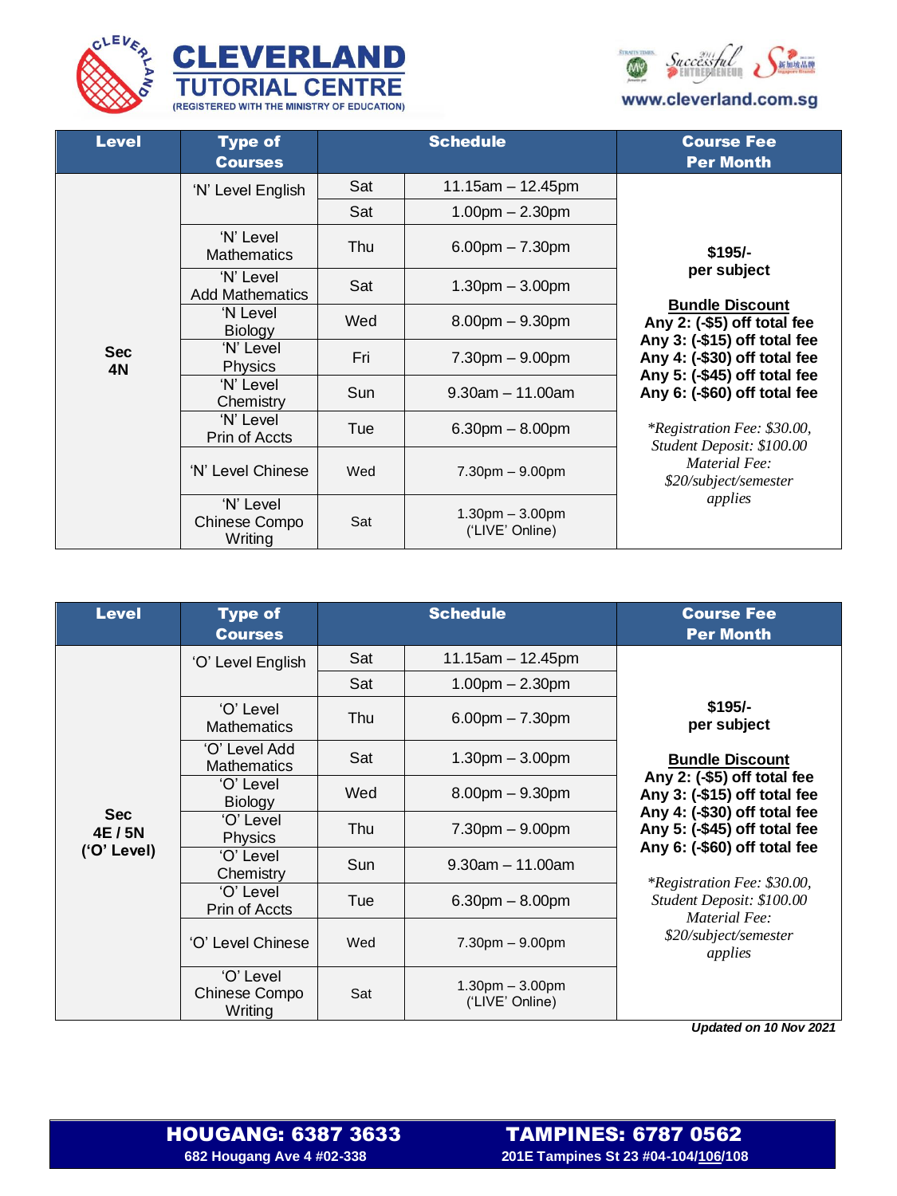**CLEVERLAND TUTORIAL CENTRE**
(REGISTERED WITH THE MINISTRY OF EDUCATION)

www.cleverland.com.sg

| Level | Type of Courses | Schedule | | Course Fee Per Month |
|---|---|---|---|---|
| Sec 4N | 'N' Level English | Sat | 11.15am – 12.45pm | **$195/- per subject** **Bundle Discount** **Any 2: (-$5) off total fee** **Any 3: (-$15) off total fee** **Any 4: (-$30) off total fee** **Any 5: (-$45) off total fee** **Any 6: (-$60) off total fee** *\*Registration Fee: $30.00, Student Deposit: $100.00 Material Fee: $20/subject/semester applies* |
| | | Sat | 1.00pm – 2.30pm | |
| | 'N' Level Mathematics | Thu | 6.00pm – 7.30pm | |
| | 'N' Level Add Mathematics | Sat | 1.30pm – 3.00pm | |
| | 'N Level Biology | Wed | 8.00pm – 9.30pm | |
| | 'N' Level Physics | Fri | 7.30pm – 9.00pm | |
| | 'N' Level Chemistry | Sun | 9.30am – 11.00am | |
| | 'N' Level Prin of Accts | Tue | 6.30pm – 8.00pm | |
| | 'N' Level Chinese | Wed | 7.30pm – 9.00pm | |
| | 'N' Level Chinese Compo Writing | Sat | 1.30pm – 3.00pm ('LIVE' Online) | |

| Level | Type of Courses | Schedule | | Course Fee Per Month |
|---|---|---|---|---|
| Sec 4E / 5N ('O' Level) | 'O' Level English | Sat | 11.15am – 12.45pm | **$195/- per subject** **Bundle Discount** **Any 2: (-$5) off total fee** **Any 3: (-$15) off total fee** **Any 4: (-$30) off total fee** **Any 5: (-$45) off total fee** **Any 6: (-$60) off total fee** *\*Registration Fee: $30.00, Student Deposit: $100.00 Material Fee: $20/subject/semester applies* |
| | | Sat | 1.00pm – 2.30pm | |
| | 'O' Level Mathematics | Thu | 6.00pm – 7.30pm | |
| | 'O' Level Add Mathematics | Sat | 1.30pm – 3.00pm | |
| | 'O' Level Biology | Wed | 8.00pm – 9.30pm | |
| | 'O' Level Physics | Thu | 7.30pm – 9.00pm | |
| | 'O' Level Chemistry | Sun | 9.30am – 11.00am | |
| | 'O' Level Prin of Accts | Tue | 6.30pm – 8.00pm | |
| | 'O' Level Chinese | Wed | 7.30pm – 9.00pm | |
| | 'O' Level Chinese Compo Writing | Sat | 1.30pm – 3.00pm ('LIVE' Online) | |

***Updated on 10 Nov 2021***

**HOUGANG: 6387 3633**
**682 Hougang Ave 4 #02-338**

**TAMPINES: 6787 0562**
**201E Tampines St 23 #04-104/106/108**